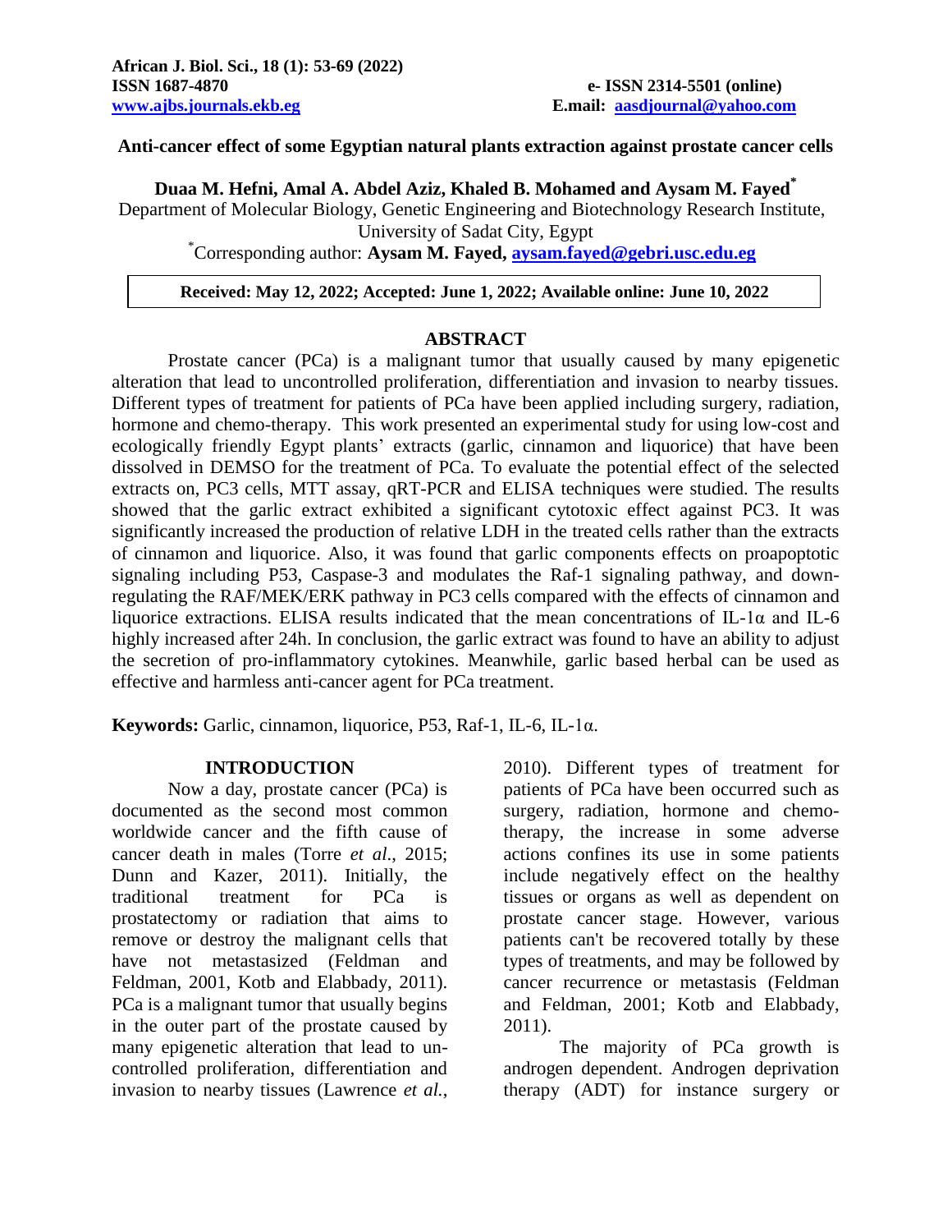**African J. Biol. Sci., 18 (1): 53-69 (2022)**
**ISSN 1687-4870**
**e- ISSN 2314-5501 (online)**
**www.ajbs.journals.ekb.eg**
**E.mail: aasdjournal@yahoo.com**

# Anti-cancer effect of some Egyptian natural plants extraction against prostate cancer cells

**Duaa M. Hefni, Amal A. Abdel Aziz, Khaled B. Mohamed and Aysam M. Fayed[*]**

Department of Molecular Biology, Genetic Engineering and Biotechnology Research Institute, University of Sadat City, Egypt

[*]Corresponding author: **Aysam M. Fayed, aysam.fayed@gebri.usc.edu.eg**

**Received: May 12, 2022; Accepted: June 1, 2022; Available online: June 10, 2022**

## ABSTRACT

Prostate cancer (PCa) is a malignant tumor that usually caused by many epigenetic alteration that lead to uncontrolled proliferation, differentiation and invasion to nearby tissues. Different types of treatment for patients of PCa have been applied including surgery, radiation, hormone and chemo-therapy. This work presented an experimental study for using low-cost and ecologically friendly Egypt plants' extracts (garlic, cinnamon and liquorice) that have been dissolved in DEMSO for the treatment of PCa. To evaluate the potential effect of the selected extracts on, PC3 cells, MTT assay, qRT-PCR and ELISA techniques were studied. The results showed that the garlic extract exhibited a significant cytotoxic effect against PC3. It was significantly increased the production of relative LDH in the treated cells rather than the extracts of cinnamon and liquorice. Also, it was found that garlic components effects on proapoptotic signaling including P53, Caspase-3 and modulates the Raf-1 signaling pathway, and down-regulating the RAF/MEK/ERK pathway in PC3 cells compared with the effects of cinnamon and liquorice extractions. ELISA results indicated that the mean concentrations of IL-1α and IL-6 highly increased after 24h. In conclusion, the garlic extract was found to have an ability to adjust the secretion of pro-inflammatory cytokines. Meanwhile, garlic based herbal can be used as effective and harmless anti-cancer agent for PCa treatment.

**Keywords:** Garlic, cinnamon, liquorice, P53, Raf-1, IL-6, IL-1α.

## INTRODUCTION

Now a day, prostate cancer (PCa) is documented as the second most common worldwide cancer and the fifth cause of cancer death in males (Torre *et al*., 2015; Dunn and Kazer, 2011). Initially, the traditional treatment for PCa is prostatectomy or radiation that aims to remove or destroy the malignant cells that have not metastasized (Feldman and Feldman, 2001, Kotb and Elabbady, 2011). PCa is a malignant tumor that usually begins in the outer part of the prostate caused by many epigenetic alteration that lead to un-controlled proliferation, differentiation and invasion to nearby tissues (Lawrence *et al.*, 2010). Different types of treatment for patients of PCa have been occurred such as surgery, radiation, hormone and chemo-therapy, the increase in some adverse actions confines its use in some patients include negatively effect on the healthy tissues or organs as well as dependent on prostate cancer stage. However, various patients can't be recovered totally by these types of treatments, and may be followed by cancer recurrence or metastasis (Feldman and Feldman, 2001; Kotb and Elabbady, 2011).

The majority of PCa growth is androgen dependent. Androgen deprivation therapy (ADT) for instance surgery or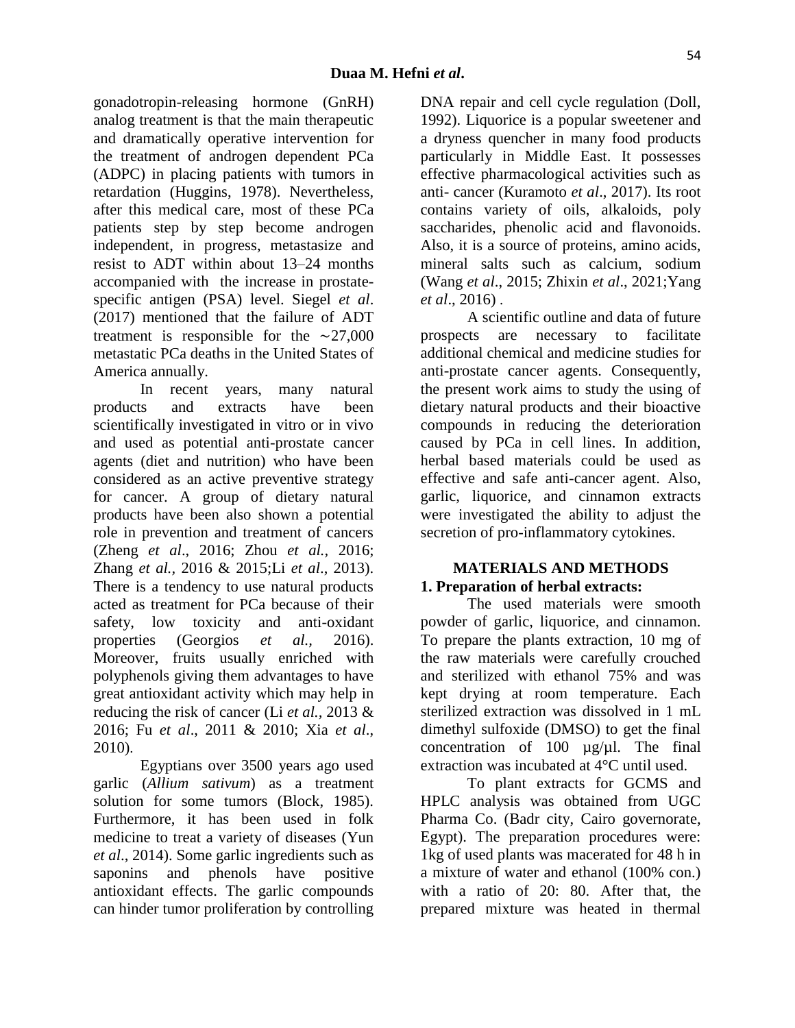gonadotropin-releasing hormone (GnRH) analog treatment is that the main therapeutic and dramatically operative intervention for the treatment of androgen dependent PCa (ADPC) in placing patients with tumors in retardation (Huggins, 1978). Nevertheless, after this medical care, most of these PCa patients step by step become androgen independent, in progress, metastasize and resist to ADT within about 13–24 months accompanied with the increase in prostate-specific antigen (PSA) level. Siegel *et al*. (2017) mentioned that the failure of ADT treatment is responsible for the ∼27,000 metastatic PCa deaths in the United States of America annually.

In recent years, many natural products and extracts have been scientifically investigated in vitro or in vivo and used as potential anti-prostate cancer agents (diet and nutrition) who have been considered as an active preventive strategy for cancer. A group of dietary natural products have been also shown a potential role in prevention and treatment of cancers (Zheng *et al*., 2016; Zhou *et al.,* 2016; Zhang *et al.,* 2016 & 2015;Li *et al*., 2013). There is a tendency to use natural products acted as treatment for PCa because of their safety, low toxicity and anti-oxidant properties (Georgios *et al.,* 2016). Moreover, fruits usually enriched with polyphenols giving them advantages to have great antioxidant activity which may help in reducing the risk of cancer (Li *et al.*, 2013 & 2016; Fu *et al*., 2011 & 2010; Xia *et al*., 2010).

Egyptians over 3500 years ago used garlic (*Allium sativum*) as a treatment solution for some tumors (Block, 1985). Furthermore, it has been used in folk medicine to treat a variety of diseases (Yun *et al*., 2014). Some garlic ingredients such as saponins and phenols have positive antioxidant effects. The garlic compounds can hinder tumor proliferation by controlling DNA repair and cell cycle regulation (Doll, 1992). Liquorice is a popular sweetener and a dryness quencher in many food products particularly in Middle East. It possesses effective pharmacological activities such as anti- cancer (Kuramoto *et al*., 2017). Its root contains variety of oils, alkaloids, poly saccharides, phenolic acid and flavonoids. Also, it is a source of proteins, amino acids, mineral salts such as calcium, sodium (Wang *et al*., 2015; Zhixin *et al*., 2021;Yang *et al*., 2016) .

A scientific outline and data of future prospects are necessary to facilitate additional chemical and medicine studies for anti-prostate cancer agents. Consequently, the present work aims to study the using of dietary natural products and their bioactive compounds in reducing the deterioration caused by PCa in cell lines. In addition, herbal based materials could be used as effective and safe anti-cancer agent. Also, garlic, liquorice, and cinnamon extracts were investigated the ability to adjust the secretion of pro-inflammatory cytokines.

## MATERIALS AND METHODS

### 1. Preparation of herbal extracts:

The used materials were smooth powder of garlic, liquorice, and cinnamon. To prepare the plants extraction, 10 mg of the raw materials were carefully crouched and sterilized with ethanol 75% and was kept drying at room temperature. Each sterilized extraction was dissolved in 1 mL dimethyl sulfoxide (DMSO) to get the final concentration of 100 µg/µl. The final extraction was incubated at 4°C until used.

To plant extracts for GCMS and HPLC analysis was obtained from UGC Pharma Co. (Badr city, Cairo governorate, Egypt). The preparation procedures were: 1kg of used plants was macerated for 48 h in a mixture of water and ethanol (100% con.) with a ratio of 20: 80. After that, the prepared mixture was heated in thermal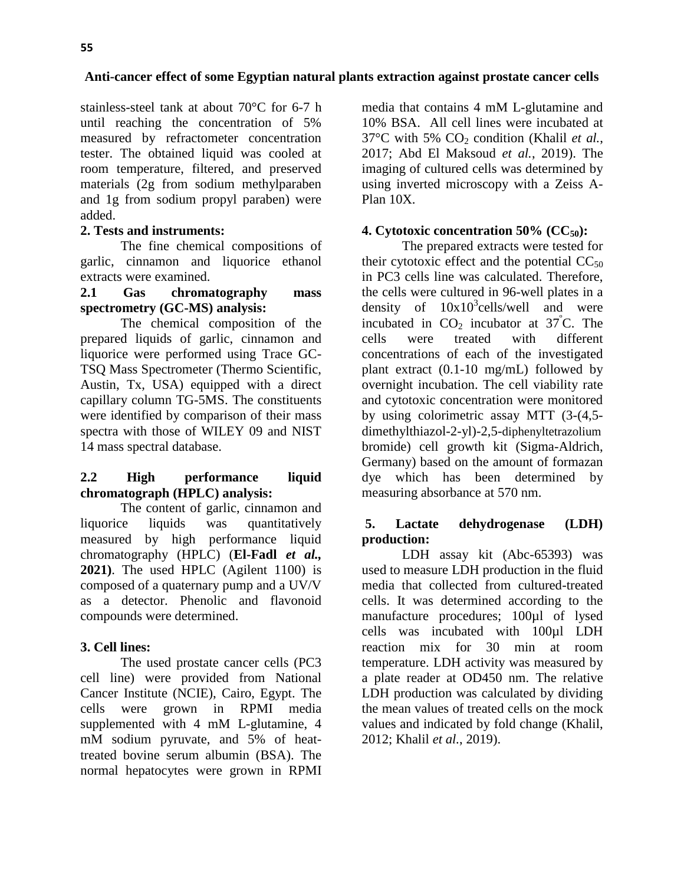stainless-steel tank at about 70°C for 6-7 h until reaching the concentration of 5% measured by refractometer concentration tester. The obtained liquid was cooled at room temperature, filtered, and preserved materials (2g from sodium methylparaben and 1g from sodium propyl paraben) were added.

### 2. Tests and instruments:

The fine chemical compositions of garlic, cinnamon and liquorice ethanol extracts were examined.

### 2.1 Gas chromatography mass spectrometry (GC-MS) analysis:

The chemical composition of the prepared liquids of garlic, cinnamon and liquorice were performed using Trace GC-TSQ Mass Spectrometer (Thermo Scientific, Austin, Tx, USA) equipped with a direct capillary column TG-5MS. The constituents were identified by comparison of their mass spectra with those of WILEY 09 and NIST 14 mass spectral database.

### 2.2 High performance liquid chromatograph (HPLC) analysis:

The content of garlic, cinnamon and liquorice liquids was quantitatively measured by high performance liquid chromatography (HPLC) (**El-Fadl *et al.*, 2021**). The used HPLC (Agilent 1100) is composed of a quaternary pump and a UV/V as a detector. Phenolic and flavonoid compounds were determined.

### 3. Cell lines:

The used prostate cancer cells (PC3 cell line) were provided from National Cancer Institute (NCIE), Cairo, Egypt. The cells were grown in RPMI media supplemented with 4 mM L-glutamine, 4 mM sodium pyruvate, and 5% of heat-treated bovine serum albumin (BSA). The normal hepatocytes were grown in RPMI media that contains 4 mM L-glutamine and 10% BSA. All cell lines were incubated at 37°C with 5% $CO_2$ condition (Khalil *et al.*, 2017; Abd El Maksoud *et al.*, 2019). The imaging of cultured cells was determined by using inverted microscopy with a Zeiss A-Plan 10X.

### 4. Cytotoxic concentration 50% ($CC_{50}$):

The prepared extracts were tested for their cytotoxic effect and the potential $CC_{50}$ in PC3 cells line was calculated. Therefore, the cells were cultured in 96-well plates in a density of $10x10^3$cells/well and were incubated in $CO_2$ incubator at 37°C. The cells were treated with different concentrations of each of the investigated plant extract (0.1-10 mg/mL) followed by overnight incubation. The cell viability rate and cytotoxic concentration were monitored by using colorimetric assay MTT (3-(4,5-dimethylthiazol-2-yl)-2,5-diphenyltetrazolium bromide) cell growth kit (Sigma-Aldrich, Germany) based on the amount of formazan dye which has been determined by measuring absorbance at 570 nm.

### 5. Lactate dehydrogenase (LDH) production:

LDH assay kit (Abc-65393) was used to measure LDH production in the fluid media that collected from cultured-treated cells. It was determined according to the manufacture procedures; 100µl of lysed cells was incubated with 100µl LDH reaction mix for 30 min at room temperature. LDH activity was measured by a plate reader at OD450 nm. The relative LDH production was calculated by dividing the mean values of treated cells on the mock values and indicated by fold change (Khalil, 2012; Khalil *et al.*, 2019).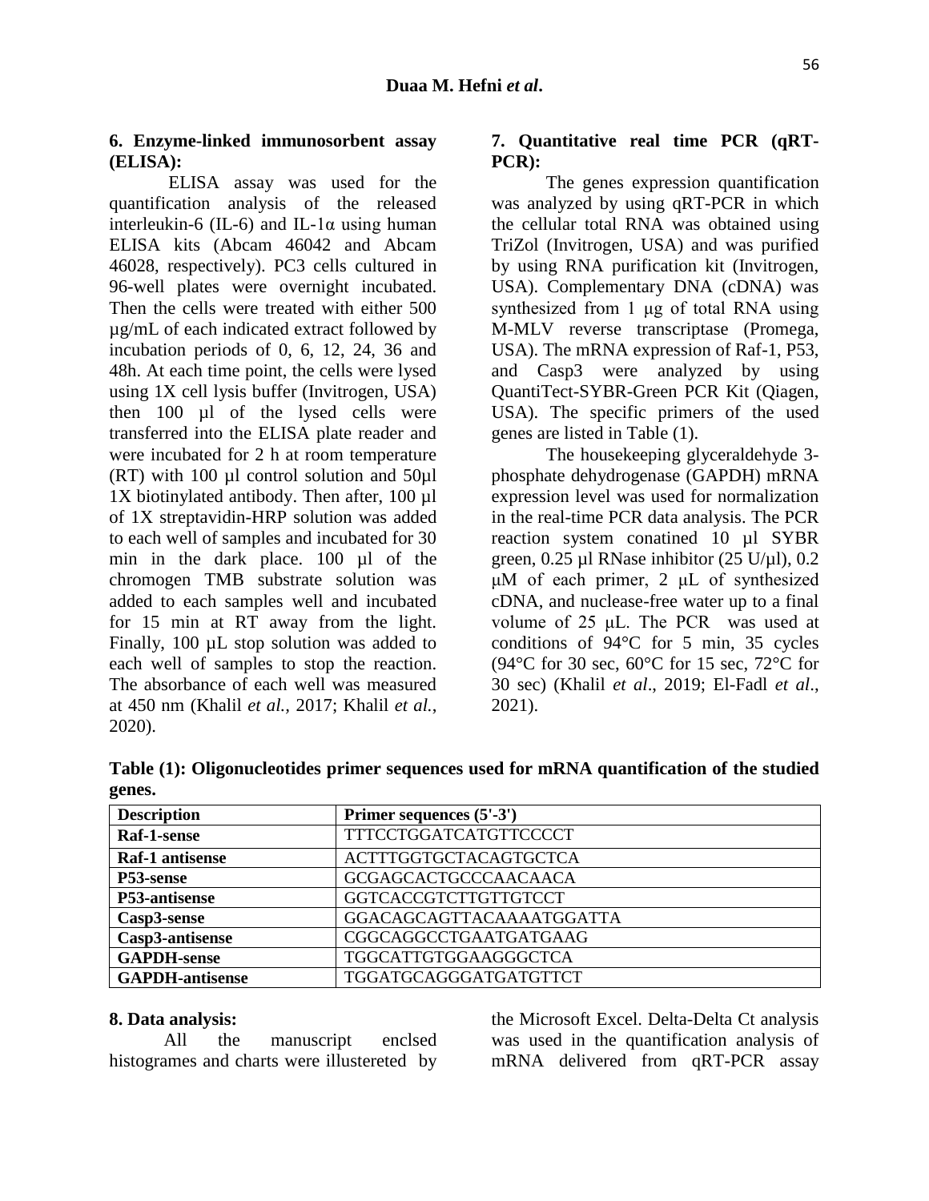### 6. Enzyme-linked immunosorbent assay (ELISA):

ELISA assay was used for the quantification analysis of the released interleukin-6 (IL-6) and IL-1α using human ELISA kits (Abcam 46042 and Abcam 46028, respectively). PC3 cells cultured in 96-well plates were overnight incubated. Then the cells were treated with either 500 µg/mL of each indicated extract followed by incubation periods of 0, 6, 12, 24, 36 and 48h. At each time point, the cells were lysed using 1X cell lysis buffer (Invitrogen, USA) then 100 µl of the lysed cells were transferred into the ELISA plate reader and were incubated for 2 h at room temperature (RT) with 100 µl control solution and 50µl 1X biotinylated antibody. Then after, 100 µl of 1X streptavidin-HRP solution was added to each well of samples and incubated for 30 min in the dark place. 100 µl of the chromogen TMB substrate solution was added to each samples well and incubated for 15 min at RT away from the light. Finally, 100 µL stop solution was added to each well of samples to stop the reaction. The absorbance of each well was measured at 450 nm (Khalil *et al.*, 2017; Khalil *et al.*, 2020).

### 7. Quantitative real time PCR (qRT-PCR):

The genes expression quantification was analyzed by using qRT-PCR in which the cellular total RNA was obtained using TriZol (Invitrogen, USA) and was purified by using RNA purification kit (Invitrogen, USA). Complementary DNA (cDNA) was synthesized from 1 μg of total RNA using M-MLV reverse transcriptase (Promega, USA). The mRNA expression of Raf-1, P53, and Casp3 were analyzed by using QuantiTect-SYBR-Green PCR Kit (Qiagen, USA). The specific primers of the used genes are listed in Table (1).

The housekeeping glyceraldehyde 3-phosphate dehydrogenase (GAPDH) mRNA expression level was used for normalization in the real-time PCR data analysis. The PCR reaction system conatined 10 µl SYBR green, 0.25 µl RNase inhibitor (25 U/µl), 0.2 μM of each primer, 2 μL of synthesized cDNA, and nuclease-free water up to a final volume of 25 μL. The PCR was used at conditions of 94°C for 5 min, 35 cycles (94°C for 30 sec, 60°C for 15 sec, 72°C for 30 sec) (Khalil *et al*., 2019; El-Fadl *et al*., 2021).

**Table (1): Oligonucleotides primer sequences used for mRNA quantification of the studied genes.**

| Description | Primer sequences (5'-3') |
|---|---|
| **Raf-1-sense** | TTTCCTGGATCATGTTCCCCT |
| **Raf-1 antisense** | ACTTTGGTGCTACAGTGCTCA |
| **P53-sense** | GCGAGCACTGCCCAACAACA |
| **P53-antisense** | GGTCACCGTCTTGTTGTCCT |
| **Casp3-sense** | GGACAGCAGTTACAAAATGGATTA |
| **Casp3-antisense** | CGGCAGGCCTGAATGATGAAG |
| **GAPDH-sense** | TGGCATTGTGGAAGGGCTCA |
| **GAPDH-antisense** | TGGATGCAGGGATGATGTTCT |

### 8. Data analysis:

All the manuscript enclsed histogrames and charts were illustereted by the Microsoft Excel. Delta-Delta Ct analysis was used in the quantification analysis of mRNA delivered from qRT-PCR assay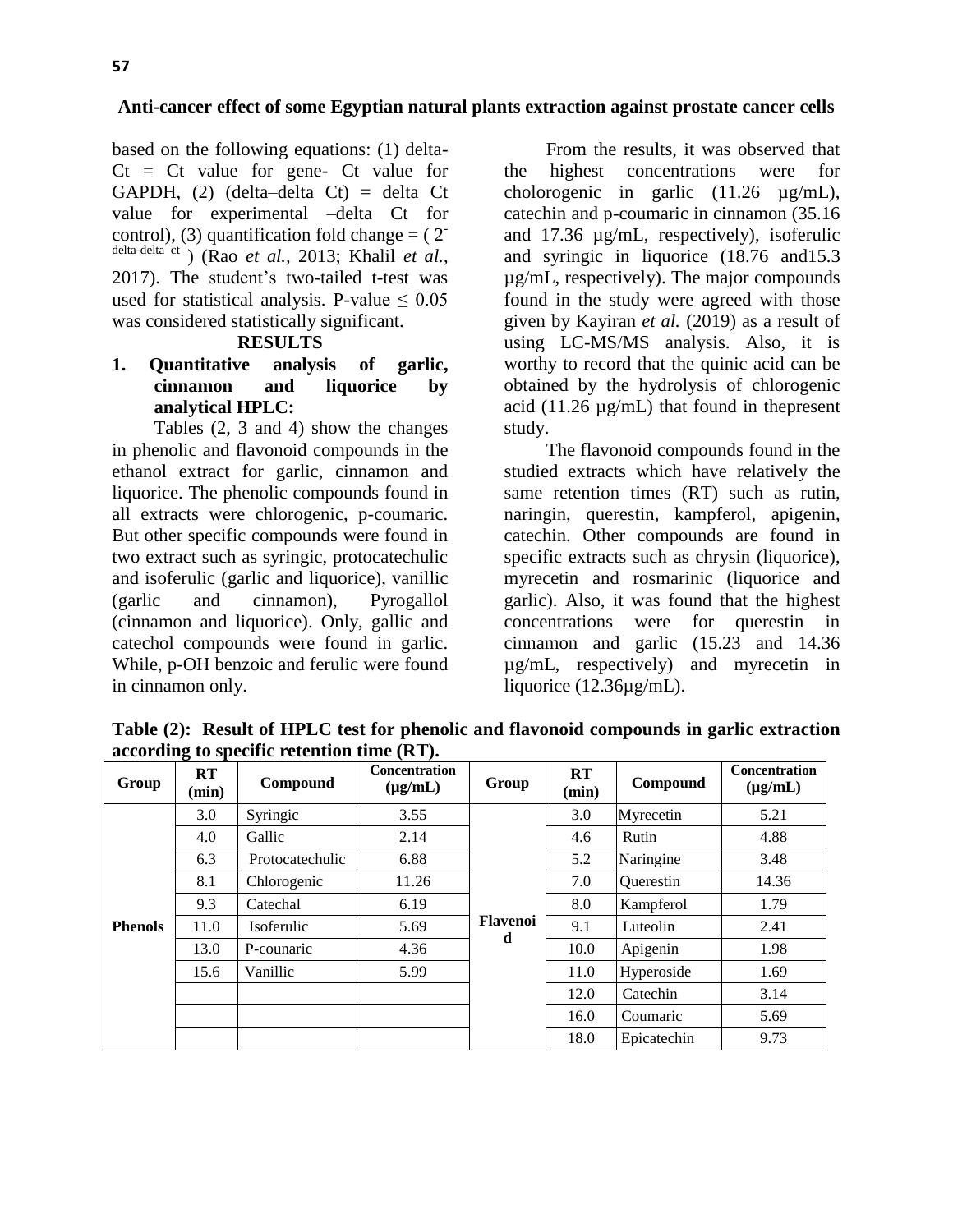based on the following equations: (1) delta-Ct = Ct value for gene- Ct value for GAPDH, (2) (delta–delta Ct) = delta Ct value for experimental –delta Ct for control), (3) quantification fold change = ( $2^{-\text{delta-delta ct}}$ ) (Rao *et al.,* 2013; Khalil *et al.*, 2017). The student's two-tailed t-test was used for statistical analysis. P-value $\leq 0.05$ was considered statistically significant.

## RESULTS

**1. Quantitative analysis of garlic, cinnamon and liquorice by analytical HPLC:**

Tables (2, 3 and 4) show the changes in phenolic and flavonoid compounds in the ethanol extract for garlic, cinnamon and liquorice. The phenolic compounds found in all extracts were chlorogenic, p-coumaric. But other specific compounds were found in two extract such as syringic, protocatechulic and isoferulic (garlic and liquorice), vanillic (garlic and cinnamon), Pyrogallol (cinnamon and liquorice). Only, gallic and catechol compounds were found in garlic. While, p-OH benzoic and ferulic were found in cinnamon only.

From the results, it was observed that the highest concentrations were for cholorogenic in garlic (11.26 µg/mL), catechin and p-coumaric in cinnamon (35.16 and 17.36 µg/mL, respectively), isoferulic and syringic in liquorice (18.76 and15.3 µg/mL, respectively). The major compounds found in the study were agreed with those given by Kayiran *et al.* (2019) as a result of using LC-MS/MS analysis. Also, it is worthy to record that the quinic acid can be obtained by the hydrolysis of chlorogenic acid (11.26 µg/mL) that found in thepresent study.

The flavonoid compounds found in the studied extracts which have relatively the same retention times (RT) such as rutin, naringin, querestin, kampferol, apigenin, catechin. Other compounds are found in specific extracts such as chrysin (liquorice), myrecetin and rosmarinic (liquorice and garlic). Also, it was found that the highest concentrations were for querestin in cinnamon and garlic (15.23 and 14.36 µg/mL, respectively) and myrecetin in liquorice (12.36µg/mL).

**Table (2): Result of HPLC test for phenolic and flavonoid compounds in garlic extraction according to specific retention time (RT).**

| Group | RT (min) | Compound | Concentration (µg/mL) | Group | RT (min) | Compound | Concentration (µg/mL) |
|---|---|---|---|---|---|---|---|
| Phenols | 3.0 | Syringic | 3.55 | Flavenoid | 3.0 | Myrecetin | 5.21 |
| | 4.0 | Gallic | 2.14 | | 4.6 | Rutin | 4.88 |
| | 6.3 | Protocatechulic | 6.88 | | 5.2 | Naringine | 3.48 |
| | 8.1 | Chlorogenic | 11.26 | | 7.0 | Querestin | 14.36 |
| | 9.3 | Catechal | 6.19 | | 8.0 | Kampferol | 1.79 |
| | 11.0 | Isoferulic | 5.69 | | 9.1 | Luteolin | 2.41 |
| | 13.0 | P-counaric | 4.36 | | 10.0 | Apigenin | 1.98 |
| | 15.6 | Vanillic | 5.99 | | 11.0 | Hyperoside | 1.69 |
| | | | | | 12.0 | Catechin | 3.14 |
| | | | | | 16.0 | Coumaric | 5.69 |
| | | | | | 18.0 | Epicatechin | 9.73 |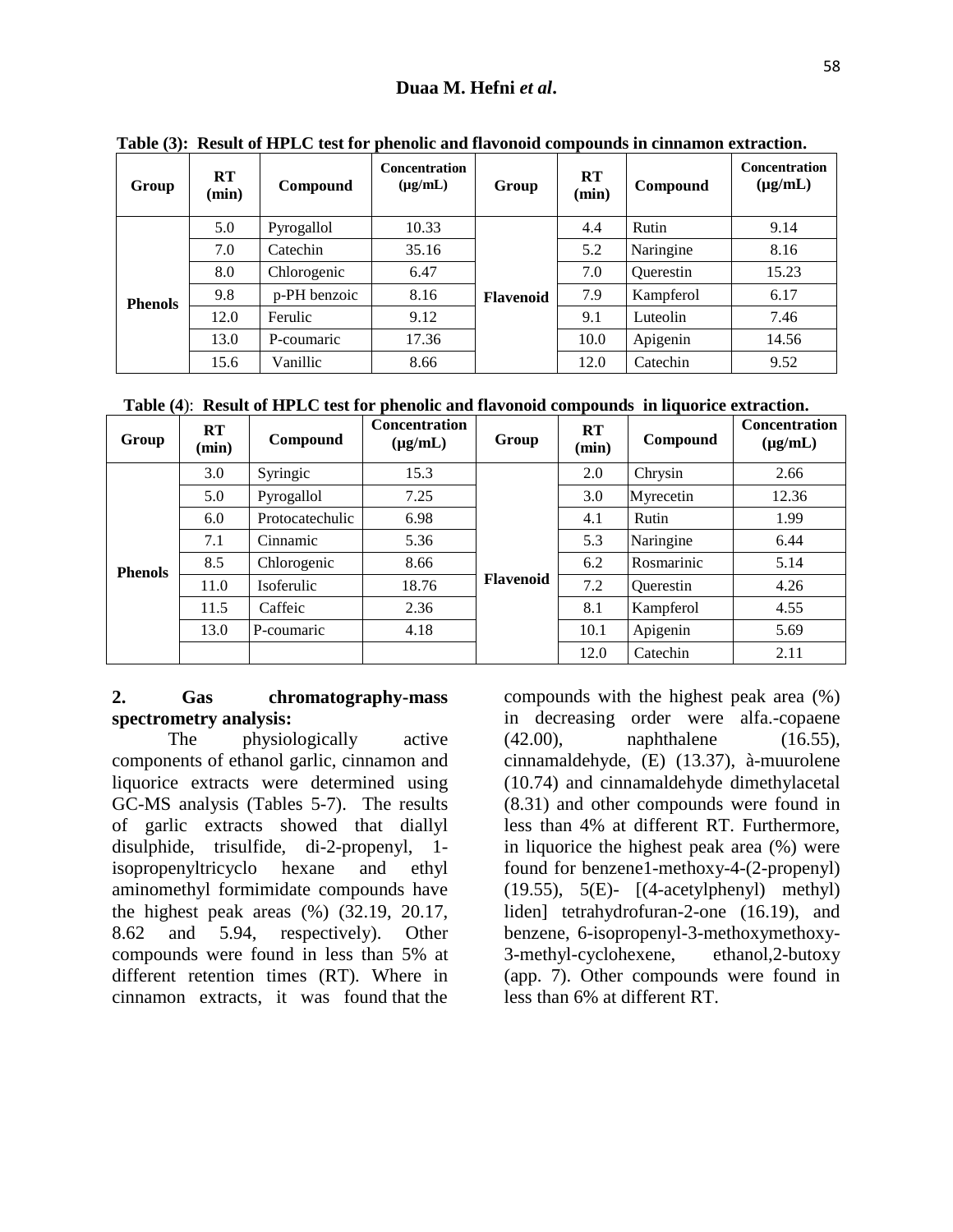**Table (3): Result of HPLC test for phenolic and flavonoid compounds in cinnamon extraction.**

| Group | RT (min) | Compound | Concentration (µg/mL) | Group | RT (min) | Compound | Concentration (µg/mL) |
|---|---|---|---|---|---|---|---|
| Phenols | 5.0 | Pyrogallol | 10.33 | Flavenoid | 4.4 | Rutin | 9.14 |
| | 7.0 | Catechin | 35.16 | | 5.2 | Naringine | 8.16 |
| | 8.0 | Chlorogenic | 6.47 | | 7.0 | Querestin | 15.23 |
| | 9.8 | p-PH benzoic | 8.16 | | 7.9 | Kampferol | 6.17 |
| | 12.0 | Ferulic | 9.12 | | 9.1 | Luteolin | 7.46 |
| | 13.0 | P-coumaric | 17.36 | | 10.0 | Apigenin | 14.56 |
| | 15.6 | Vanillic | 8.66 | | 12.0 | Catechin | 9.52 |

**Table (4): Result of HPLC test for phenolic and flavonoid compounds in liquorice extraction.**

| Group | RT (min) | Compound | Concentration (µg/mL) | Group | RT (min) | Compound | Concentration (µg/mL) |
|---|---|---|---|---|---|---|---|
| Phenols | 3.0 | Syringic | 15.3 | Flavenoid | 2.0 | Chrysin | 2.66 |
| | 5.0 | Pyrogallol | 7.25 | | 3.0 | Myrecetin | 12.36 |
| | 6.0 | Protocatechulic | 6.98 | | 4.1 | Rutin | 1.99 |
| | 7.1 | Cinnamic | 5.36 | | 5.3 | Naringine | 6.44 |
| | 8.5 | Chlorogenic | 8.66 | | 6.2 | Rosmarinic | 5.14 |
| | 11.0 | Isoferulic | 18.76 | | 7.2 | Querestin | 4.26 |
| | 11.5 | Caffeic | 2.36 | | 8.1 | Kampferol | 4.55 |
| | 13.0 | P-coumaric | 4.18 | | 10.1 | Apigenin | 5.69 |
| | | | | | 12.0 | Catechin | 2.11 |

**2. Gas chromatography-mass spectrometry analysis:**

The physiologically active components of ethanol garlic, cinnamon and liquorice extracts were determined using GC-MS analysis (Tables 5-7). The results of garlic extracts showed that diallyl disulphide, trisulfide, di-2-propenyl, 1-isopropenyltricyclo hexane and ethyl aminomethyl formimidate compounds have the highest peak areas (%) (32.19, 20.17, 8.62 and 5.94, respectively). Other compounds were found in less than 5% at different retention times (RT). Where in cinnamon extracts, it was found that the compounds with the highest peak area (%) in decreasing order were alfa.-copaene (42.00), naphthalene (16.55), cinnamaldehyde, (E) (13.37), à-muurolene (10.74) and cinnamaldehyde dimethylacetal (8.31) and other compounds were found in less than 4% at different RT. Furthermore, in liquorice the highest peak area (%) were found for benzene1-methoxy-4-(2-propenyl) (19.55), 5(E)- [(4-acetylphenyl) methyl) liden] tetrahydrofuran-2-one (16.19), and benzene, 6-isopropenyl-3-methoxymethoxy-3-methyl-cyclohexene, ethanol,2-butoxy (app. 7). Other compounds were found in less than 6% at different RT.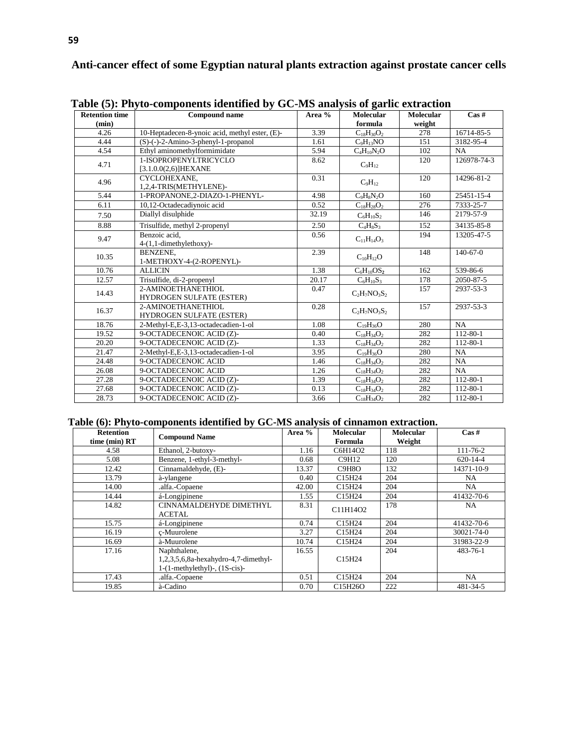**Table (5): Phyto-components identified by GC-MS analysis of garlic extraction**

| Retention time (min) | Compound name | Area % | Molecular formula | Molecular weight | Cas # |
|---|---|---|---|---|---|
| 4.26 | 10-Heptadecen-8-ynoic acid, methyl ester, (E)- | 3.39 | $C_{18}H_{30}O_2$ | 278 | 16714-85-5 |
| 4.44 | (S)-(-)-2-Amino-3-phenyl-1-propanol | 1.61 | $C_9H_{13}NO$ | 151 | 3182-95-4 |
| 4.54 | Ethyl aminomethylformimidate | 5.94 | $C_4H_{10}N_2O$ | 102 | NA |
| 4.71 | 1-ISOPROPENYLTRICYCLO [3.1.0.0(2,6)]HEXANE | 8.62 | $C_9H_{12}$ | 120 | 126978-74-3 |
| 4.96 | CYCLOHEXANE, 1,2,4-TRIS(METHYLENE)- | 0.31 | $C_9H_{12}$ | 120 | 14296-81-2 |
| 5.44 | 1-PROPANONE,2-DIAZO-1-PHENYL- | 4.98 | $C_9H_8N_2O$ | 160 | 25451-15-4 |
| 6.11 | 10,12-Octadecadiynoic acid | 0.52 | $C_{18}H_{28}O_2$ | 276 | 7333-25-7 |
| 7.50 | Diallyl disulphide | 32.19 | $C_6H_{10}S_2$ | 146 | 2179-57-9 |
| 8.88 | Trisulfide, methyl 2-propenyl | 2.50 | $C_4H_8S_3$ | 152 | 34135-85-8 |
| 9.47 | Benzoic acid, 4-(1,1-dimethylethoxy)- | 0.56 | $C_{11}H_{14}O_3$ | 194 | 13205-47-5 |
| 10.35 | BENZENE, 1-METHOXY-4-(2-ROPENYL)- | 2.39 | $C_{10}H_{12}O$ | 148 | 140-67-0 |
| 10.76 | ALLICIN | 1.38 | $C_6H_{10}OS_2$ | 162 | 539-86-6 |
| 12.57 | Trisulfide, di-2-propenyl | 20.17 | $C_6H_{10}S_3$ | 178 | 2050-87-5 |
| 14.43 | 2-AMINOETHANETHIOL HYDROGEN SULFATE (ESTER) | 0.47 | $C_2H_7NO_3S_2$ | 157 | 2937-53-3 |
| 16.37 | 2-AMINOETHANETHIOL HYDROGEN SULFATE (ESTER) | 0.28 | $C_2H_7NO_3S_2$ | 157 | 2937-53-3 |
| 18.76 | 2-Methyl-E,E-3,13-octadecadien-1-ol | 1.08 | $C_{19}H_{36}O$ | 280 | NA |
| 19.52 | 9-OCTADECENOIC ACID (Z)- | 0.40 | $C_{18}H_{34}O_2$ | 282 | 112-80-1 |
| 20.20 | 9-OCTADECENOIC ACID (Z)- | 1.33 | $C_{18}H_{34}O_2$ | 282 | 112-80-1 |
| 21.47 | 2-Methyl-E,E-3,13-octadecadien-1-ol | 3.95 | $C_{19}H_{36}O$ | 280 | NA |
| 24.48 | 9-OCTADECENOIC ACID | 1.46 | $C_{18}H_{34}O_2$ | 282 | NA |
| 26.08 | 9-OCTADECENOIC ACID | 1.26 | $C_{18}H_{34}O_2$ | 282 | NA |
| 27.28 | 9-OCTADECENOIC ACID (Z)- | 1.39 | $C_{18}H_{34}O_2$ | 282 | 112-80-1 |
| 27.68 | 9-OCTADECENOIC ACID (Z)- | 0.13 | $C_{18}H_{34}O_2$ | 282 | 112-80-1 |
| 28.73 | 9-OCTADECENOIC ACID (Z)- | 3.66 | $C_{18}H_{34}O_2$ | 282 | 112-80-1 |

**Table (6): Phyto-components identified by GC-MS analysis of cinnamon extraction.**

| Retention time (min) RT | Compound Name | Area % | Molecular Formula | Molecular Weight | Cas # |
|---|---|---|---|---|---|
| 4.58 | Ethanol, 2-butoxy- | 1.16 | $C_6H_{14}O_2$ | 118 | 111-76-2 |
| 5.08 | Benzene, 1-ethyl-3-methyl- | 0.68 | $C_9H_{12}$ | 120 | 620-14-4 |
| 12.42 | Cinnamaldehyde, (E)- | 13.37 | $C_9H_8O$ | 132 | 14371-10-9 |
| 13.79 | à-ylangene | 0.40 | $C_{15}H_{24}$ | 204 | NA |
| 14.00 | .alfa.-Copaene | 42.00 | $C_{15}H_{24}$ | 204 | NA |
| 14.44 | á-Longipinene | 1.55 | $C_{15}H_{24}$ | 204 | 41432-70-6 |
| 14.82 | CINNAMALDEHYDE DIMETHYL ACETAL | 8.31 | $C_{11}H_{14}O_2$ | 178 | NA |
| 15.75 | á-Longipinene | 0.74 | $C_{15}H_{24}$ | 204 | 41432-70-6 |
| 16.19 | ç-Muurolene | 3.27 | $C_{15}H_{24}$ | 204 | 30021-74-0 |
| 16.69 | à-Muurolene | 10.74 | $C_{15}H_{24}$ | 204 | 31983-22-9 |
| 17.16 | Naphthalene, 1,2,3,5,6,8a-hexahydro-4,7-dimethyl-1-(1-methylethyl)-, (1S-cis)- | 16.55 | $C_{15}H_{24}$ | 204 | 483-76-1 |
| 17.43 | .alfa.-Copaene | 0.51 | $C_{15}H_{24}$ | 204 | NA |
| 19.85 | à-Cadino | 0.70 | $C_{15}H_{26}O$ | 222 | 481-34-5 |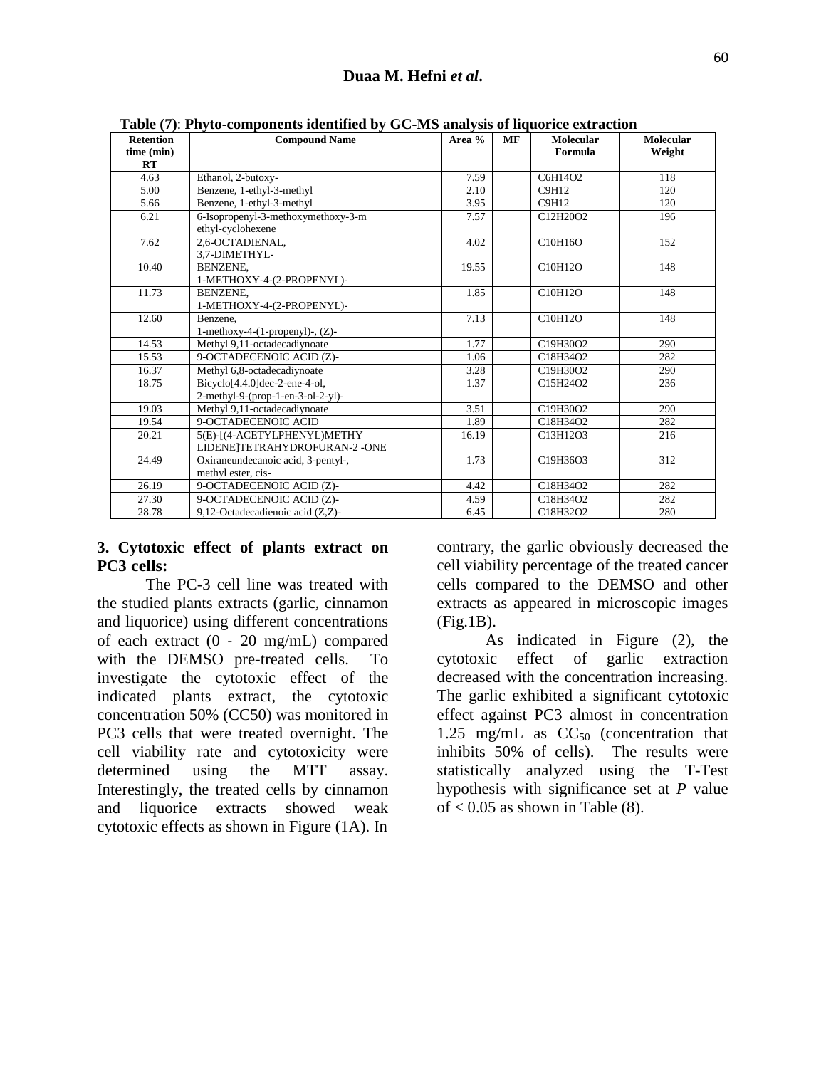**Table (7)**: **Phyto-components identified by GC-MS analysis of liquorice extraction**

| Retention time (min) RT | Compound Name | Area % | MF | Molecular Formula | Molecular Weight |
|---|---|---|---|---|---|
| 4.63 | Ethanol, 2-butoxy- | 7.59 | | C6H14O2 | 118 |
| 5.00 | Benzene, 1-ethyl-3-methyl | 2.10 | | C9H12 | 120 |
| 5.66 | Benzene, 1-ethyl-3-methyl | 3.95 | | C9H12 | 120 |
| 6.21 | 6-Isopropenyl-3-methoxymethoxy-3-methyl-cyclohexene | 7.57 | | C12H20O2 | 196 |
| 7.62 | 2,6-OCTADIENAL, 3,7-DIMETHYL- | 4.02 | | C10H16O | 152 |
| 10.40 | BENZENE, 1-METHOXY-4-(2-PROPENYL)- | 19.55 | | C10H12O | 148 |
| 11.73 | BENZENE, 1-METHOXY-4-(2-PROPENYL)- | 1.85 | | C10H12O | 148 |
| 12.60 | Benzene, 1-methoxy-4-(1-propenyl)-, (Z)- | 7.13 | | C10H12O | 148 |
| 14.53 | Methyl 9,11-octadecadiynoate | 1.77 | | C19H30O2 | 290 |
| 15.53 | 9-OCTADECENOIC ACID (Z)- | 1.06 | | C18H34O2 | 282 |
| 16.37 | Methyl 6,8-octadecadiynoate | 3.28 | | C19H30O2 | 290 |
| 18.75 | Bicyclo[4.4.0]dec-2-ene-4-ol, 2-methyl-9-(prop-1-en-3-ol-2-yl)- | 1.37 | | C15H24O2 | 236 |
| 19.03 | Methyl 9,11-octadecadiynoate | 3.51 | | C19H30O2 | 290 |
| 19.54 | 9-OCTADECENOIC ACID | 1.89 | | C18H34O2 | 282 |
| 20.21 | 5(E)-[(4-ACETYLPHENYL)METHYLIDENE]TETRAHYDROFURAN-2 -ONE | 16.19 | | C13H12O3 | 216 |
| 24.49 | Oxiraneundecanoic acid, 3-pentyl-, methyl ester, cis- | 1.73 | | C19H36O3 | 312 |
| 26.19 | 9-OCTADECENOIC ACID (Z)- | 4.42 | | C18H34O2 | 282 |
| 27.30 | 9-OCTADECENOIC ACID (Z)- | 4.59 | | C18H34O2 | 282 |
| 28.78 | 9,12-Octadecadienoic acid (Z,Z)- | 6.45 | | C18H32O2 | 280 |

### 3. Cytotoxic effect of plants extract on PC3 cells:

The PC-3 cell line was treated with the studied plants extracts (garlic, cinnamon and liquorice) using different concentrations of each extract (0 - 20 mg/mL) compared with the DEMSO pre-treated cells. To investigate the cytotoxic effect of the indicated plants extract, the cytotoxic concentration 50% (CC50) was monitored in PC3 cells that were treated overnight. The cell viability rate and cytotoxicity were determined using the MTT assay. Interestingly, the treated cells by cinnamon and liquorice extracts showed weak cytotoxic effects as shown in Figure (1A). In contrary, the garlic obviously decreased the cell viability percentage of the treated cancer cells compared to the DEMSO and other extracts as appeared in microscopic images (Fig.1B).

As indicated in Figure (2), the cytotoxic effect of garlic extraction decreased with the concentration increasing. The garlic exhibited a significant cytotoxic effect against PC3 almost in concentration 1.25 mg/mL as $CC_{50}$ (concentration that inhibits 50% of cells). The results were statistically analyzed using the T-Test hypothesis with significance set at *P* value of < 0.05 as shown in Table (8).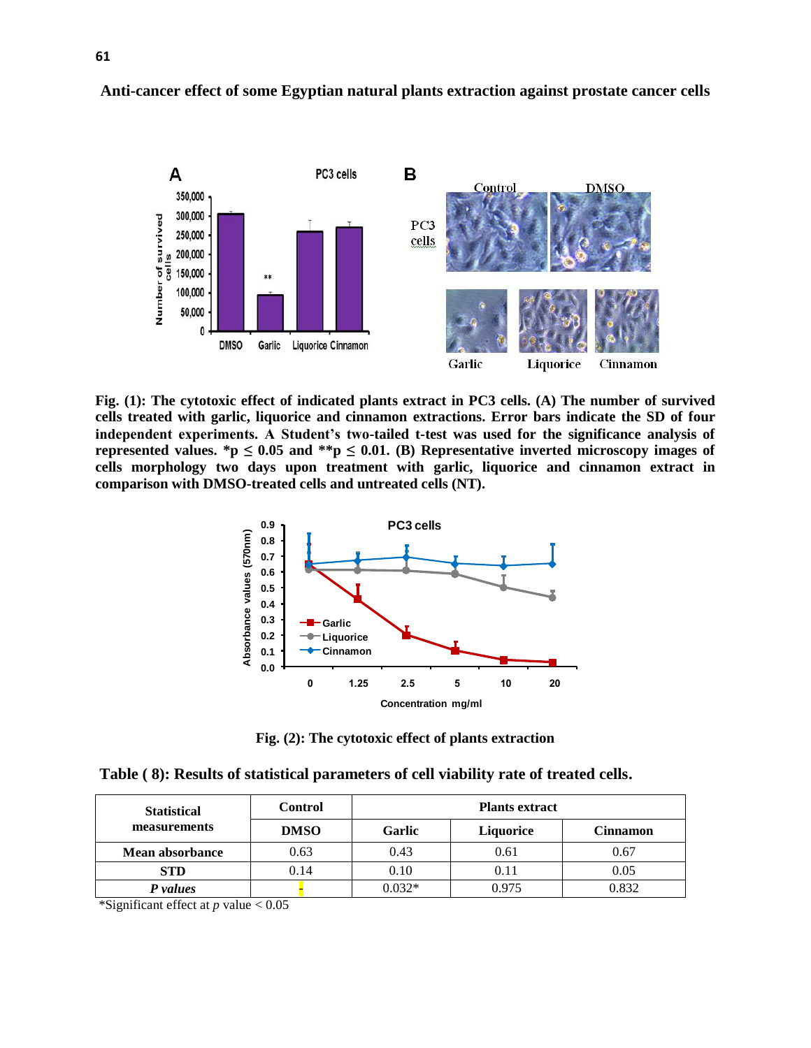**Fig. (1): The cytotoxic effect of indicated plants extract in PC3 cells. (A) The number of survived cells treated with garlic, liquorice and cinnamon extractions. Error bars indicate the SD of four independent experiments. A Student's two-tailed t-test was used for the significance analysis of represented values. *p ≤ 0.05 and **p ≤ 0.01. (B) Representative inverted microscopy images of cells morphology two days upon treatment with garlic, liquorice and cinnamon extract in comparison with DMSO-treated cells and untreated cells (NT).**

**Fig. (2): The cytotoxic effect of plants extraction**

**Table ( 8): Results of statistical parameters of cell viability rate of treated cells.**

| Statistical measurements | Control | Plants extract | | |
|---|---|---|---|---|
| | **DMSO** | **Garlic** | **Liquorice** | **Cinnamon** |
| **Mean absorbance** | 0.63 | 0.43 | 0.61 | 0.67 |
| **STD** | 0.14 | 0.10 | 0.11 | 0.05 |
| ***P values*** | - | 0.032* | 0.975 | 0.832 |

*Significant effect at *p* value < 0.05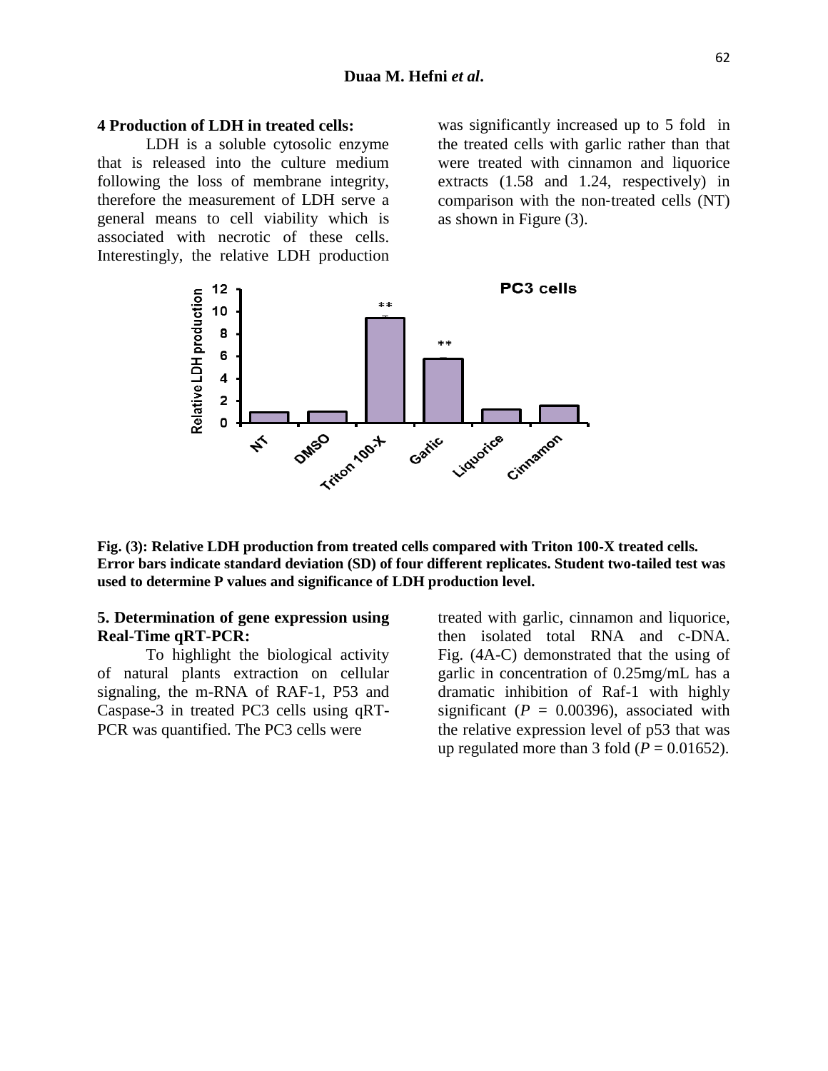### 4 Production of LDH in treated cells:

LDH is a soluble cytosolic enzyme that is released into the culture medium following the loss of membrane integrity, therefore the measurement of LDH serve a general means to cell viability which is associated with necrotic of these cells. Interestingly, the relative LDH production was significantly increased up to 5 fold in the treated cells with garlic rather than that were treated with cinnamon and liquorice extracts (1.58 and 1.24, respectively) in comparison with the non-treated cells (NT) as shown in Figure (3).

**Fig. (3): Relative LDH production from treated cells compared with Triton 100-X treated cells. Error bars indicate standard deviation (SD) of four different replicates. Student two-tailed test was used to determine P values and significance of LDH production level.**

### 5. Determination of gene expression using Real-Time qRT-PCR:

To highlight the biological activity of natural plants extraction on cellular signaling, the m-RNA of RAF-1, P53 and Caspase-3 in treated PC3 cells using qRT-PCR was quantified. The PC3 cells were treated with garlic, cinnamon and liquorice, then isolated total RNA and c-DNA. Fig. (4A-C) demonstrated that the using of garlic in concentration of 0.25mg/mL has a dramatic inhibition of Raf-1 with highly significant ($P = 0.00396$), associated with the relative expression level of p53 that was up regulated more than 3 fold ($P = 0.01652$).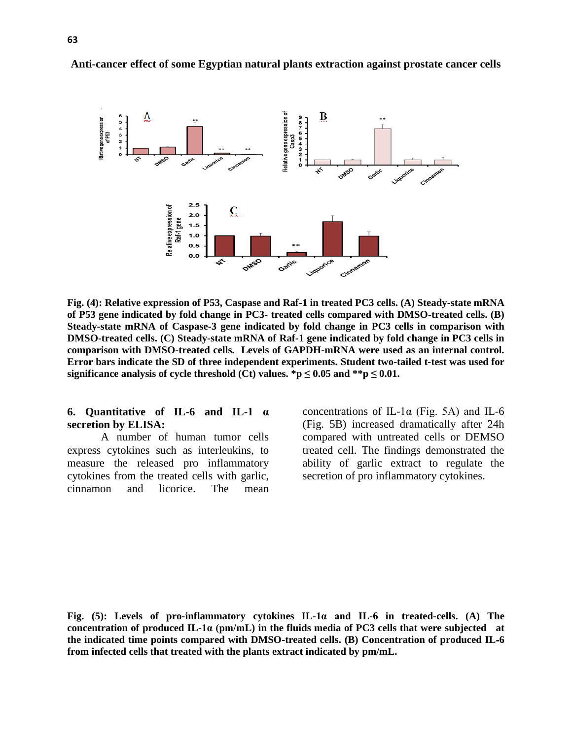Fig. (4): Relative expression of P53, Caspase and Raf-1 in treated PC3 cells. (A) Steady-state mRNA of P53 gene indicated by fold change in PC3- treated cells compared with DMSO-treated cells. (B) Steady-state mRNA of Caspase-3 gene indicated by fold change in PC3 cells in comparison with DMSO-treated cells. (C) Steady-state mRNA of Raf-1 gene indicated by fold change in PC3 cells in comparison with DMSO-treated cells. Levels of GAPDH-mRNA were used as an internal control. Error bars indicate the SD of three independent experiments. Student two-tailed t-test was used for significance analysis of cycle threshold (Ct) values. $*p \leq 0.05$ and $**p \leq 0.01$.

**6. Quantitative of IL-6 and IL-1 α secretion by ELISA:**

A number of human tumor cells express cytokines such as interleukins, to measure the released pro inflammatory cytokines from the treated cells with garlic, cinnamon and licorice. The mean concentrations of IL-1α (Fig. 5A) and IL-6 (Fig. 5B) increased dramatically after 24h compared with untreated cells or DEMSO treated cell. The findings demonstrated the ability of garlic extract to regulate the secretion of pro inflammatory cytokines.

**Fig. (5): Levels of pro-inflammatory cytokines IL-1α and IL-6 in treated-cells. (A) The concentration of produced IL-1α (pm/mL) in the fluids media of PC3 cells that were subjected at the indicated time points compared with DMSO-treated cells. (B) Concentration of produced IL-6 from infected cells that treated with the plants extract indicated by pm/mL.**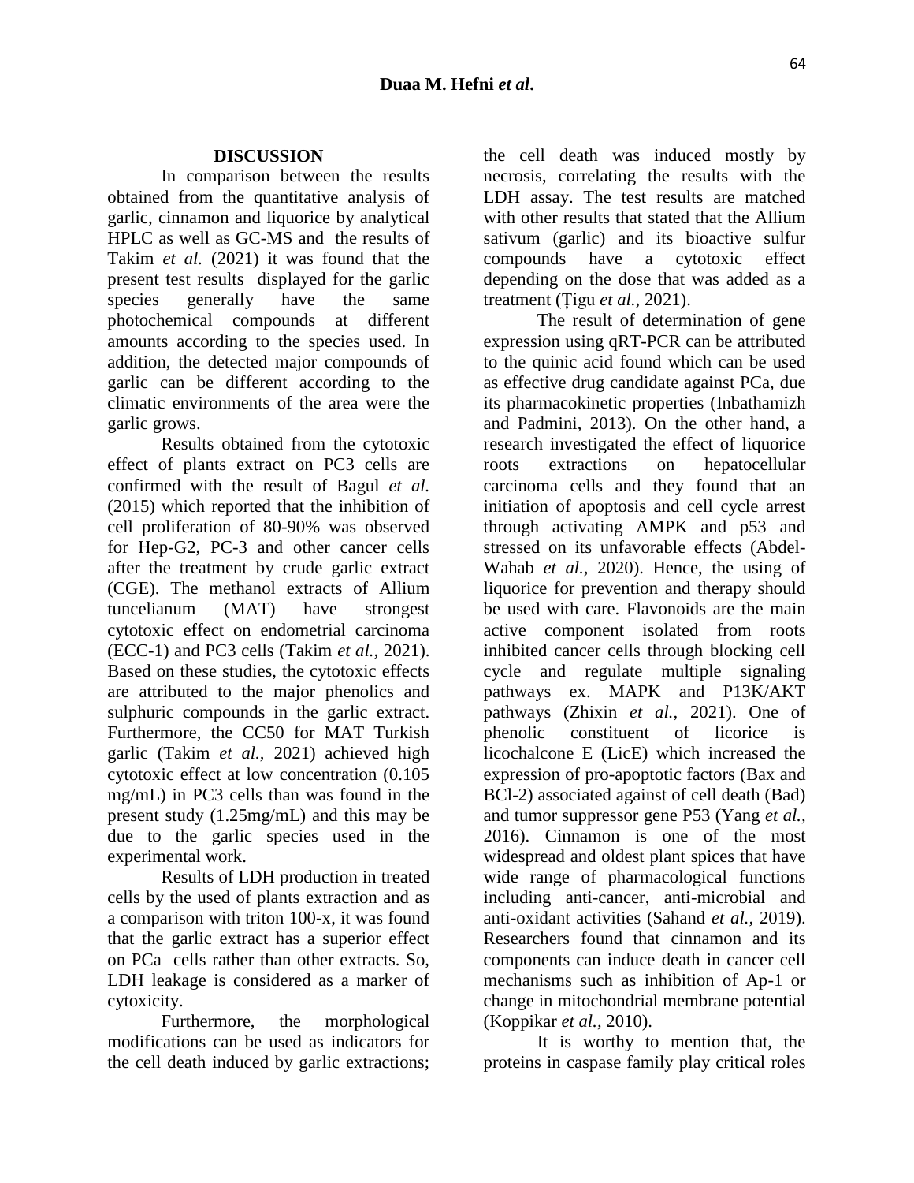## DISCUSSION

In comparison between the results obtained from the quantitative analysis of garlic, cinnamon and liquorice by analytical HPLC as well as GC-MS and the results of Takim *et al.* (2021) it was found that the present test results displayed for the garlic species generally have the same photochemical compounds at different amounts according to the species used. In addition, the detected major compounds of garlic can be different according to the climatic environments of the area were the garlic grows.

Results obtained from the cytotoxic effect of plants extract on PC3 cells are confirmed with the result of Bagul *et al.* (2015) which reported that the inhibition of cell proliferation of 80-90% was observed for Hep-G2, PC-3 and other cancer cells after the treatment by crude garlic extract (CGE). The methanol extracts of Allium tuncelianum (MAT) have strongest cytotoxic effect on endometrial carcinoma (ECC-1) and PC3 cells (Takim *et al.,* 2021). Based on these studies, the cytotoxic effects are attributed to the major phenolics and sulphuric compounds in the garlic extract. Furthermore, the CC50 for MAT Turkish garlic (Takim *et al.*, 2021) achieved high cytotoxic effect at low concentration (0.105 mg/mL) in PC3 cells than was found in the present study (1.25mg/mL) and this may be due to the garlic species used in the experimental work.

Results of LDH production in treated cells by the used of plants extraction and as a comparison with triton 100-x, it was found that the garlic extract has a superior effect on PCa cells rather than other extracts. So, LDH leakage is considered as a marker of cytoxicity.

Furthermore, the morphological modifications can be used as indicators for the cell death induced by garlic extractions; the cell death was induced mostly by necrosis, correlating the results with the LDH assay. The test results are matched with other results that stated that the Allium sativum (garlic) and its bioactive sulfur compounds have a cytotoxic effect depending on the dose that was added as a treatment (Ţigu *et al.,* 2021).

The result of determination of gene expression using qRT-PCR can be attributed to the quinic acid found which can be used as effective drug candidate against PCa, due its pharmacokinetic properties (Inbathamizh and Padmini, 2013). On the other hand, a research investigated the effect of liquorice roots extractions on hepatocellular carcinoma cells and they found that an initiation of apoptosis and cell cycle arrest through activating AMPK and p53 and stressed on its unfavorable effects (Abdel-Wahab *et al.,* 2020). Hence, the using of liquorice for prevention and therapy should be used with care. Flavonoids are the main active component isolated from roots inhibited cancer cells through blocking cell cycle and regulate multiple signaling pathways ex. MAPK and P13K/AKT pathways (Zhixin *et al.,* 2021). One of phenolic constituent of licorice is licochalcone E (LicE) which increased the expression of pro-apoptotic factors (Bax and BCl-2) associated against of cell death (Bad) and tumor suppressor gene P53 (Yang *et al.,* 2016). Cinnamon is one of the most widespread and oldest plant spices that have wide range of pharmacological functions including anti-cancer, anti-microbial and anti-oxidant activities (Sahand *et al.,* 2019). Researchers found that cinnamon and its components can induce death in cancer cell mechanisms such as inhibition of Ap-1 or change in mitochondrial membrane potential (Koppikar *et al.,* 2010).

It is worthy to mention that, the proteins in caspase family play critical roles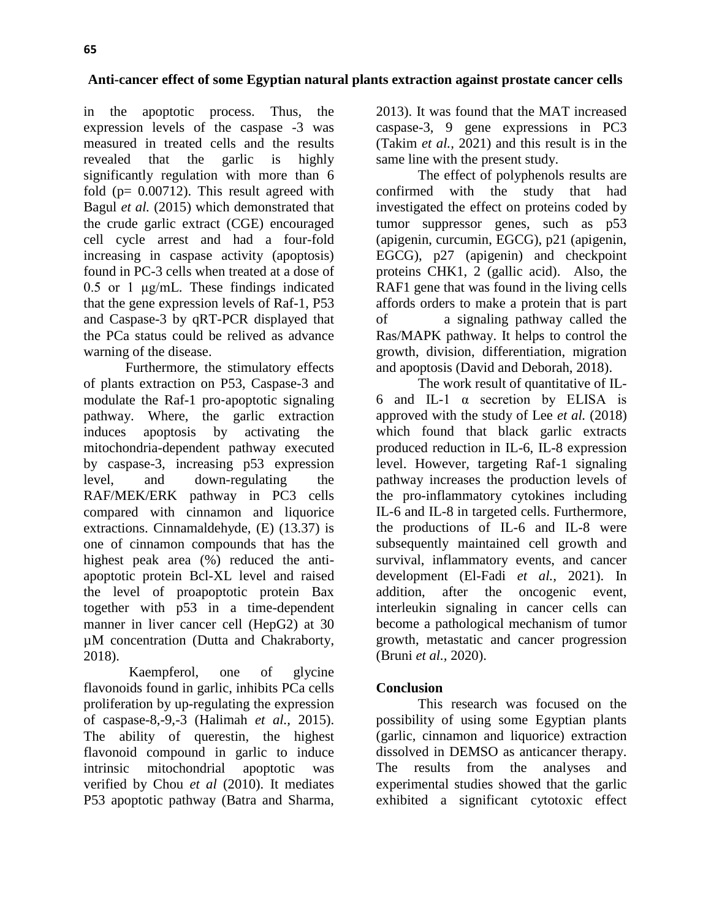in the apoptotic process. Thus, the expression levels of the caspase -3 was measured in treated cells and the results revealed that the garlic is highly significantly regulation with more than 6 fold (p= 0.00712). This result agreed with Bagul *et al.* (2015) which demonstrated that the crude garlic extract (CGE) encouraged cell cycle arrest and had a four-fold increasing in caspase activity (apoptosis) found in PC-3 cells when treated at a dose of 0.5 or 1 μg/mL. These findings indicated that the gene expression levels of Raf-1, P53 and Caspase-3 by qRT-PCR displayed that the PCa status could be relived as advance warning of the disease.

Furthermore, the stimulatory effects of plants extraction on P53, Caspase-3 and modulate the Raf-1 pro-apoptotic signaling pathway. Where, the garlic extraction induces apoptosis by activating the mitochondria-dependent pathway executed by caspase-3, increasing p53 expression level, and down-regulating the RAF/MEK/ERK pathway in PC3 cells compared with cinnamon and liquorice extractions. Cinnamaldehyde, (E) (13.37) is one of cinnamon compounds that has the highest peak area (%) reduced the anti-apoptotic protein Bcl-XL level and raised the level of proapoptotic protein Bax together with p53 in a time-dependent manner in liver cancer cell (HepG2) at 30 µM concentration (Dutta and Chakraborty, 2018).

Kaempferol, one of glycine flavonoids found in garlic, inhibits PCa cells proliferation by up-regulating the expression of caspase-8,-9,-3 (Halimah *et al.,* 2015). The ability of querestin, the highest flavonoid compound in garlic to induce intrinsic mitochondrial apoptotic was verified by Chou *et al* (2010). It mediates P53 apoptotic pathway (Batra and Sharma, 2013). It was found that the MAT increased caspase-3, 9 gene expressions in PC3 (Takim *et al.*, 2021) and this result is in the same line with the present study.

The effect of polyphenols results are confirmed with the study that had investigated the effect on proteins coded by tumor suppressor genes, such as p53 (apigenin, curcumin, EGCG), p21 (apigenin, EGCG), p27 (apigenin) and checkpoint proteins CHK1, 2 (gallic acid). Also, the RAF1 gene that was found in the living cells affords orders to make a protein that is part of a signaling pathway called the Ras/MAPK pathway. It helps to control the growth, division, differentiation, migration and apoptosis (David and Deborah, 2018).

The work result of quantitative of IL-6 and IL-1 α secretion by ELISA is approved with the study of Lee *et al.* (2018) which found that black garlic extracts produced reduction in IL-6, IL-8 expression level. However, targeting Raf-1 signaling pathway increases the production levels of the pro-inflammatory cytokines including IL-6 and IL-8 in targeted cells. Furthermore, the productions of IL-6 and IL-8 were subsequently maintained cell growth and survival, inflammatory events, and cancer development (El-Fadi *et al.*, 2021). In addition, after the oncogenic event, interleukin signaling in cancer cells can become a pathological mechanism of tumor growth, metastatic and cancer progression (Bruni *et al.,* 2020).

## Conclusion

This research was focused on the possibility of using some Egyptian plants (garlic, cinnamon and liquorice) extraction dissolved in DEMSO as anticancer therapy. The results from the analyses and experimental studies showed that the garlic exhibited a significant cytotoxic effect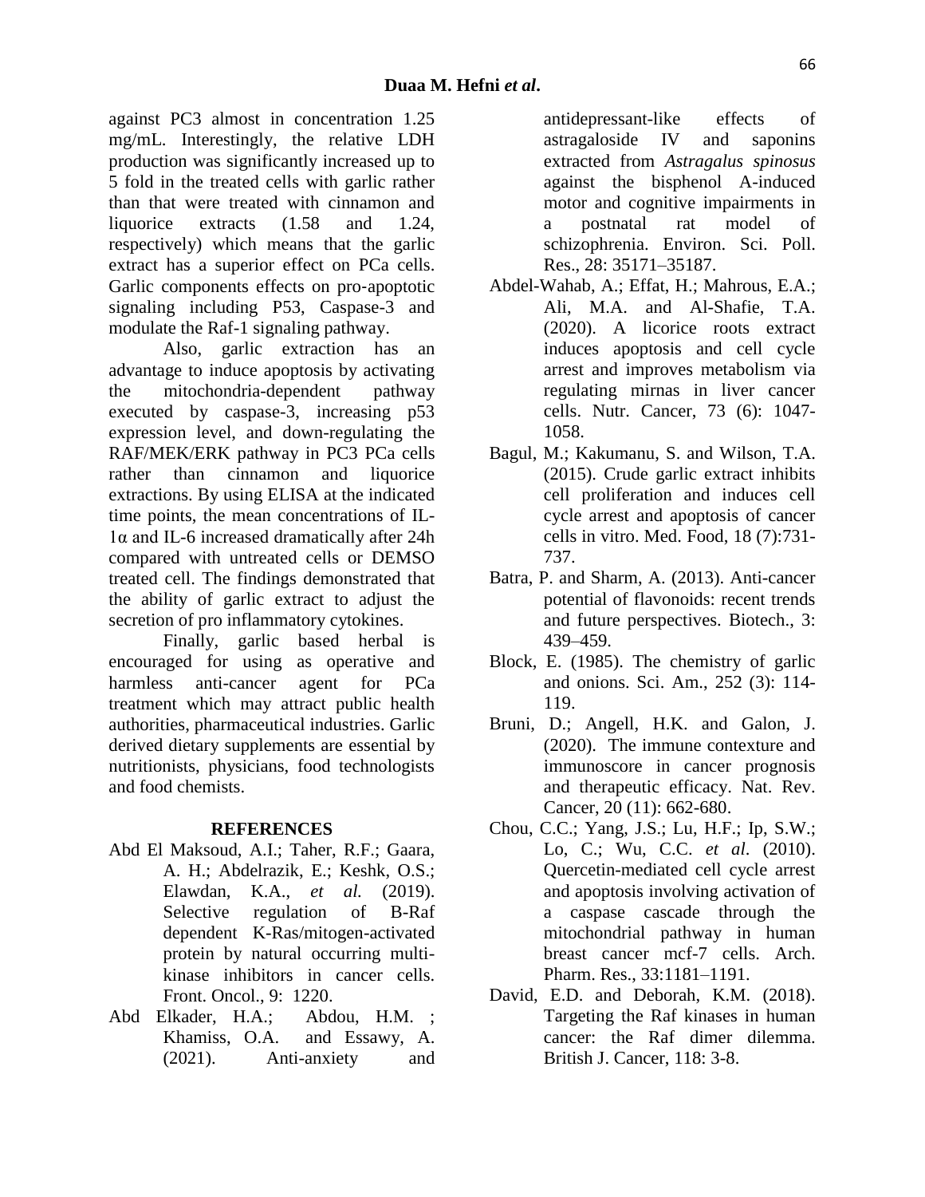against PC3 almost in concentration 1.25 mg/mL. Interestingly, the relative LDH production was significantly increased up to 5 fold in the treated cells with garlic rather than that were treated with cinnamon and liquorice extracts (1.58 and 1.24, respectively) which means that the garlic extract has a superior effect on PCa cells. Garlic components effects on pro-apoptotic signaling including P53, Caspase-3 and modulate the Raf-1 signaling pathway.

Also, garlic extraction has an advantage to induce apoptosis by activating the mitochondria-dependent pathway executed by caspase-3, increasing p53 expression level, and down-regulating the RAF/MEK/ERK pathway in PC3 PCa cells rather than cinnamon and liquorice extractions. By using ELISA at the indicated time points, the mean concentrations of IL-1α and IL-6 increased dramatically after 24h compared with untreated cells or DEMSO treated cell. The findings demonstrated that the ability of garlic extract to adjust the secretion of pro inflammatory cytokines.

Finally, garlic based herbal is encouraged for using as operative and harmless anti-cancer agent for PCa treatment which may attract public health authorities, pharmaceutical industries. Garlic derived dietary supplements are essential by nutritionists, physicians, food technologists and food chemists.

## REFERENCES

Abd El Maksoud, A.I.; Taher, R.F.; Gaara, A. H.; Abdelrazik, E.; Keshk, O.S.; Elawdan, K.A., *et al.* (2019). Selective regulation of B-Raf dependent K-Ras/mitogen-activated protein by natural occurring multi-kinase inhibitors in cancer cells. Front. Oncol., 9: 1220.

Abd Elkader, H.A.; Abdou, H.M. ; Khamiss, O.A. and Essawy, A. (2021). Anti-anxiety and antidepressant-like effects of astragaloside IV and saponins extracted from *Astragalus spinosus* against the bisphenol A-induced motor and cognitive impairments in a postnatal rat model of schizophrenia. Environ. Sci. Poll. Res., 28: 35171–35187.

Abdel-Wahab, A.; Effat, H.; Mahrous, E.A.; Ali, M.A. and Al-Shafie, T.A. (2020). A licorice roots extract induces apoptosis and cell cycle arrest and improves metabolism via regulating mirnas in liver cancer cells. Nutr. Cancer, 73 (6): 1047-1058.

Bagul, M.; Kakumanu, S. and Wilson, T.A. (2015). Crude garlic extract inhibits cell proliferation and induces cell cycle arrest and apoptosis of cancer cells in vitro. Med. Food, 18 (7):731-737.

Batra, P. and Sharm, A. (2013). Anti-cancer potential of flavonoids: recent trends and future perspectives. Biotech., 3: 439–459.

Block, E. (1985). The chemistry of garlic and onions. Sci. Am., 252 (3): 114-119.

Bruni, D.; Angell, H.K. and Galon, J. (2020). The immune contexture and immunoscore in cancer prognosis and therapeutic efficacy. Nat. Rev. Cancer, 20 (11): 662-680.

Chou, C.C.; Yang, J.S.; Lu, H.F.; Ip, S.W.; Lo, C.; Wu, C.C. *et al*. (2010). Quercetin-mediated cell cycle arrest and apoptosis involving activation of a caspase cascade through the mitochondrial pathway in human breast cancer mcf-7 cells. Arch. Pharm. Res., 33:1181–1191.

David, E.D. and Deborah, K.M. (2018). Targeting the Raf kinases in human cancer: the Raf dimer dilemma. British J. Cancer, 118: 3-8.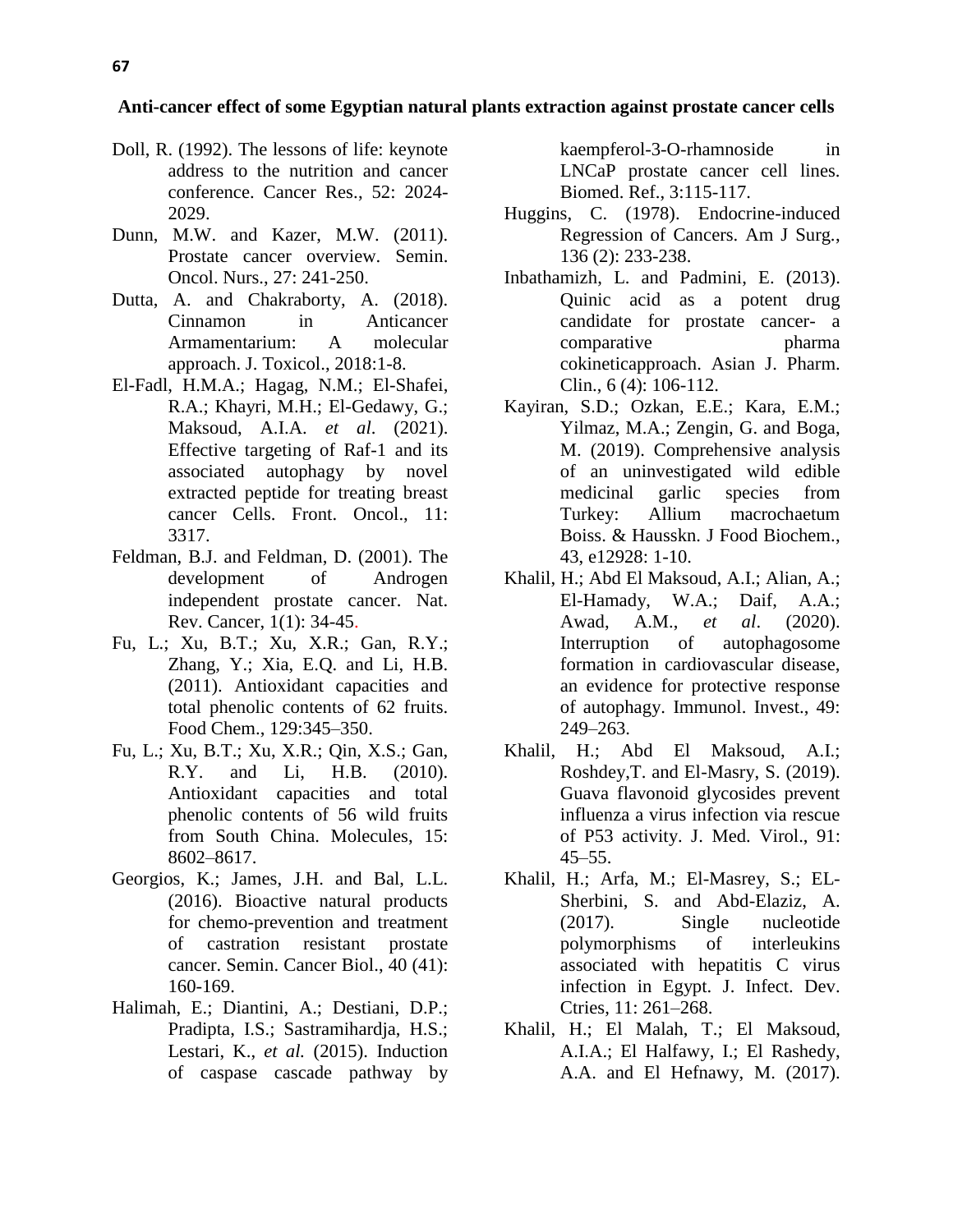Doll, R. (1992). The lessons of life: keynote address to the nutrition and cancer conference. Cancer Res., 52: 2024-2029.

Dunn, M.W. and Kazer, M.W. (2011). Prostate cancer overview. Semin. Oncol. Nurs., 27: 241-250.

Dutta, A. and Chakraborty, A. (2018). Cinnamon in Anticancer Armamentarium: A molecular approach. J. Toxicol., 2018:1-8.

El-Fadl, H.M.A.; Hagag, N.M.; El-Shafei, R.A.; Khayri, M.H.; El-Gedawy, G.; Maksoud, A.I.A. *et al*. (2021). Effective targeting of Raf-1 and its associated autophagy by novel extracted peptide for treating breast cancer Cells. Front. Oncol., 11: 3317.

Feldman, B.J. and Feldman, D. (2001). The development of Androgen independent prostate cancer. Nat. Rev. Cancer, 1(1): 34-45.

Fu, L.; Xu, B.T.; Xu, X.R.; Gan, R.Y.; Zhang, Y.; Xia, E.Q. and Li, H.B. (2011). Antioxidant capacities and total phenolic contents of 62 fruits. Food Chem., 129:345–350.

Fu, L.; Xu, B.T.; Xu, X.R.; Qin, X.S.; Gan, R.Y. and Li, H.B. (2010). Antioxidant capacities and total phenolic contents of 56 wild fruits from South China. Molecules, 15: 8602–8617.

Georgios, K.; James, J.H. and Bal, L.L. (2016). Bioactive natural products for chemo-prevention and treatment of castration resistant prostate cancer. Semin. Cancer Biol., 40 (41): 160-169.

Halimah, E.; Diantini, A.; Destiani, D.P.; Pradipta, I.S.; Sastramihardja, H.S.; Lestari, K., *et al.* (2015). Induction of caspase cascade pathway by kaempferol-3-O-rhamnoside in LNCaP prostate cancer cell lines. Biomed. Ref., 3:115-117.

Huggins, C. (1978). Endocrine-induced Regression of Cancers. Am J Surg., 136 (2): 233-238.

Inbathamizh, L. and Padmini, E. (2013). Quinic acid as a potent drug candidate for prostate cancer- a comparative pharma cokineticapproach. Asian J. Pharm. Clin., 6 (4): 106-112.

Kayiran, S.D.; Ozkan, E.E.; Kara, E.M.; Yilmaz, M.A.; Zengin, G. and Boga, M. (2019). Comprehensive analysis of an uninvestigated wild edible medicinal garlic species from Turkey: Allium macrochaetum Boiss. & Hausskn. J Food Biochem., 43, e12928: 1-10.

Khalil, H.; Abd El Maksoud, A.I.; Alian, A.; El-Hamady, W.A.; Daif, A.A.; Awad, A.M., *et al*. (2020). Interruption of autophagosome formation in cardiovascular disease, an evidence for protective response of autophagy. Immunol. Invest., 49: 249–263.

Khalil, H.; Abd El Maksoud, A.I.; Roshdey,T. and El-Masry, S. (2019). Guava flavonoid glycosides prevent influenza a virus infection via rescue of P53 activity. J. Med. Virol., 91: 45–55.

Khalil, H.; Arfa, M.; El-Masrey, S.; EL-Sherbini, S. and Abd-Elaziz, A. (2017). Single nucleotide polymorphisms of interleukins associated with hepatitis C virus infection in Egypt. J. Infect. Dev. Ctries, 11: 261–268.

Khalil, H.; El Malah, T.; El Maksoud, A.I.A.; El Halfawy, I.; El Rashedy, A.A. and El Hefnawy, M. (2017).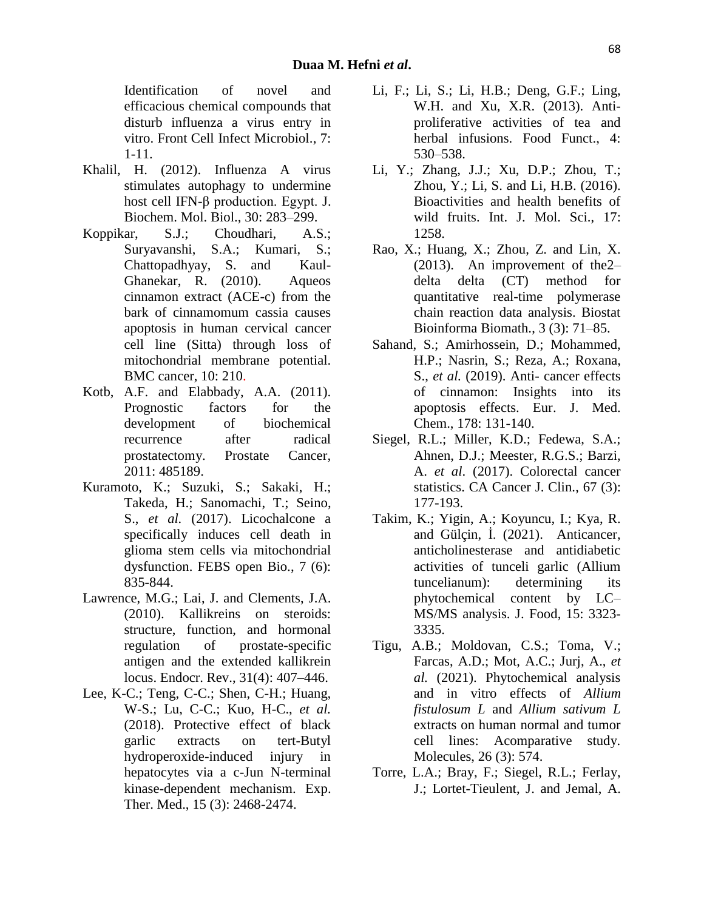Identification of novel and efficacious chemical compounds that disturb influenza a virus entry in vitro. Front Cell Infect Microbiol., 7: 1-11.

Khalil, H. (2012). Influenza A virus stimulates autophagy to undermine host cell IFN-β production. Egypt. J. Biochem. Mol. Biol., 30: 283–299.

Koppikar, S.J.; Choudhari, A.S.; Suryavanshi, S.A.; Kumari, S.; Chattopadhyay, S. and Kaul-Ghanekar, R. (2010). Aqueos cinnamon extract (ACE-c) from the bark of cinnamomum cassia causes apoptosis in human cervical cancer cell line (Sitta) through loss of mitochondrial membrane potential. BMC cancer, 10: 210.

Kotb, A.F. and Elabbady, A.A. (2011). Prognostic factors for the development of biochemical recurrence after radical prostatectomy. Prostate Cancer, 2011: 485189.

Kuramoto, K.; Suzuki, S.; Sakaki, H.; Takeda, H.; Sanomachi, T.; Seino, S., *et al.* (2017). Licochalcone a specifically induces cell death in glioma stem cells via mitochondrial dysfunction. FEBS open Bio., 7 (6): 835-844.

Lawrence, M.G.; Lai, J. and Clements, J.A. (2010). Kallikreins on steroids: structure, function, and hormonal regulation of prostate-specific antigen and the extended kallikrein locus. Endocr. Rev., 31(4): 407–446.

Lee, K-C.; Teng, C-C.; Shen, C-H.; Huang, W-S.; Lu, C-C.; Kuo, H-C., *et al.* (2018). Protective effect of black garlic extracts on tert-Butyl hydroperoxide-induced injury in hepatocytes via a c-Jun N-terminal kinase-dependent mechanism. Exp. Ther. Med., 15 (3): 2468-2474.

Li, F.; Li, S.; Li, H.B.; Deng, G.F.; Ling, W.H. and Xu, X.R. (2013). Anti-proliferative activities of tea and herbal infusions. Food Funct., 4: 530–538.

Li, Y.; Zhang, J.J.; Xu, D.P.; Zhou, T.; Zhou, Y.; Li, S. and Li, H.B. (2016). Bioactivities and health benefits of wild fruits. Int. J. Mol. Sci., 17: 1258.

Rao, X.; Huang, X.; Zhou, Z. and Lin, X. (2013). An improvement of the2–delta delta (CT) method for quantitative real-time polymerase chain reaction data analysis. Biostat Bioinforma Biomath., 3 (3): 71–85.

Sahand, S.; Amirhossein, D.; Mohammed, H.P.; Nasrin, S.; Reza, A.; Roxana, S., *et al.* (2019). Anti- cancer effects of cinnamon: Insights into its apoptosis effects. Eur. J. Med. Chem., 178: 131-140.

Siegel, R.L.; Miller, K.D.; Fedewa, S.A.; Ahnen, D.J.; Meester, R.G.S.; Barzi, A. *et al*. (2017). Colorectal cancer statistics. CA Cancer J. Clin., 67 (3): 177-193.

Takim, K.; Yigin, A.; Koyuncu, I.; Kya, R. and Gülçin, İ. (2021). Anticancer, anticholinesterase and antidiabetic activities of tunceli garlic (Allium tuncelianum): determining its phytochemical content by LC–MS/MS analysis. J. Food, 15: 3323-3335.

Tigu, A.B.; Moldovan, C.S.; Toma, V.; Farcas, A.D.; Mot, A.C.; Jurj, A., *et al.* (2021). Phytochemical analysis and in vitro effects of *Allium fistulosum L* and *Allium sativum L* extracts on human normal and tumor cell lines: Acomparative study. Molecules, 26 (3): 574.

Torre, L.A.; Bray, F.; Siegel, R.L.; Ferlay, J.; Lortet-Tieulent, J. and Jemal, A.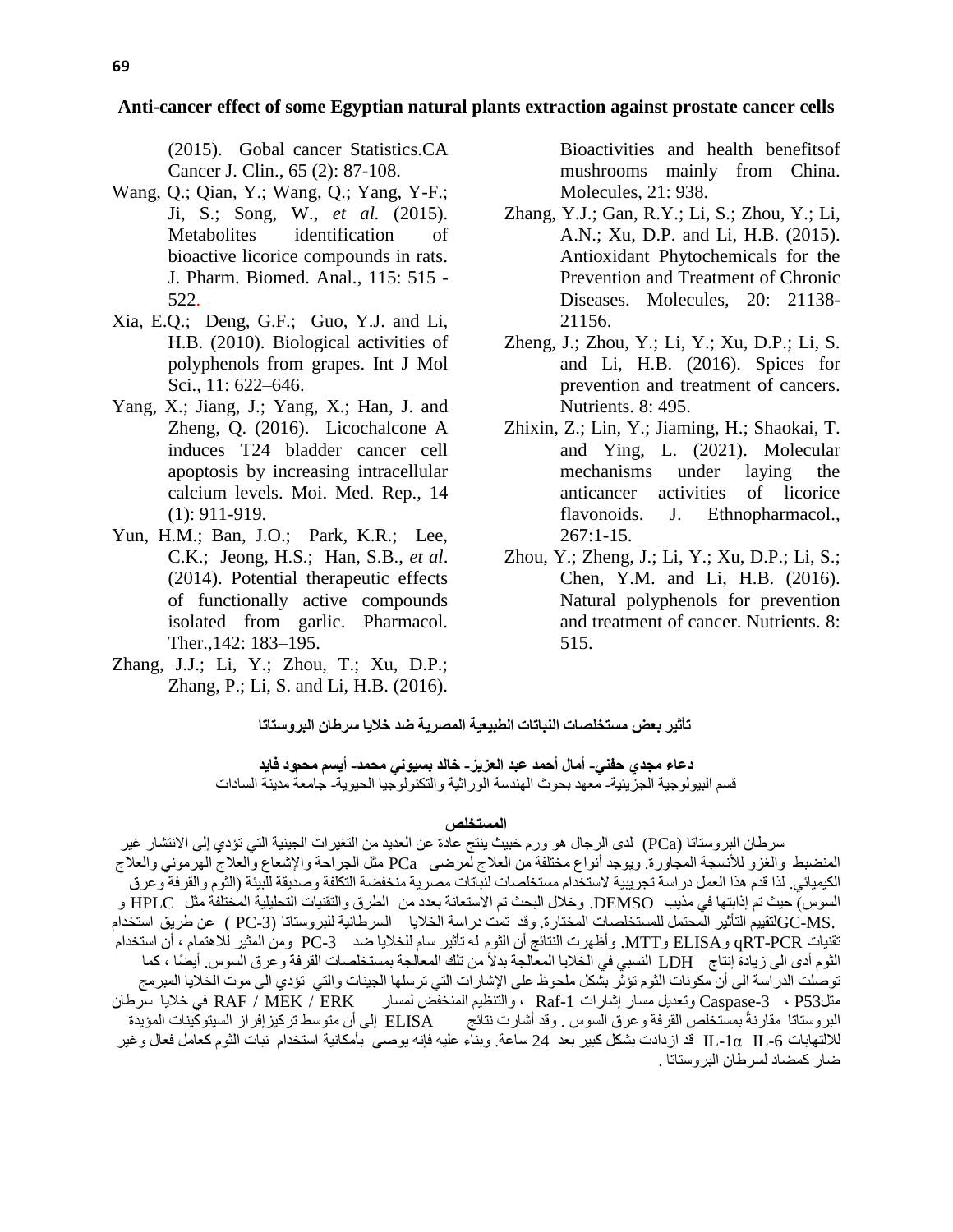(2015). Gobal cancer Statistics.CA Cancer J. Clin., 65 (2): 87-108.

Wang, Q.; Qian, Y.; Wang, Q.; Yang, Y-F.; Ji, S.; Song, W., *et al.* (2015). Metabolites identification of bioactive licorice compounds in rats. J. Pharm. Biomed. Anal., 115: 515 - 522.

Xia, E.Q.; Deng, G.F.; Guo, Y.J. and Li, H.B. (2010). Biological activities of polyphenols from grapes. Int J Mol Sci., 11: 622–646.

Yang, X.; Jiang, J.; Yang, X.; Han, J. and Zheng, Q. (2016). Licochalcone A induces T24 bladder cancer cell apoptosis by increasing intracellular calcium levels. Moi. Med. Rep., 14 (1): 911-919.

Yun, H.M.; Ban, J.O.; Park, K.R.; Lee, C.K.; Jeong, H.S.; Han, S.B., *et al*. (2014). Potential therapeutic effects of functionally active compounds isolated from garlic. Pharmacol. Ther.,142: 183–195.

Zhang, J.J.; Li, Y.; Zhou, T.; Xu, D.P.; Zhang, P.; Li, S. and Li, H.B. (2016). Bioactivities and health benefitsof mushrooms mainly from China. Molecules, 21: 938.

Zhang, Y.J.; Gan, R.Y.; Li, S.; Zhou, Y.; Li, A.N.; Xu, D.P. and Li, H.B. (2015). Antioxidant Phytochemicals for the Prevention and Treatment of Chronic Diseases. Molecules, 20: 21138-21156.

Zheng, J.; Zhou, Y.; Li, Y.; Xu, D.P.; Li, S. and Li, H.B. (2016). Spices for prevention and treatment of cancers. Nutrients. 8: 495.

Zhixin, Z.; Lin, Y.; Jiaming, H.; Shaokai, T. and Ying, L. (2021). Molecular mechanisms under laying the anticancer activities of licorice flavonoids. J. Ethnopharmacol., 267:1-15.

Zhou, Y.; Zheng, J.; Li, Y.; Xu, D.P.; Li, S.; Chen, Y.M. and Li, H.B. (2016). Natural polyphenols for prevention and treatment of cancer. Nutrients. 8: 515.

## تأثير بعض مستخلصات النباتات الطبيعية المصرية ضد خلايا سرطان البروستاتا

**دعاء مجدي حفني- أمال أحمد عبد العزيز- خالد بسيوني محمد- أيسم محمود فايد**

قسم البيولوجية الجزيئية- معهد بحوث الهندسة الوراثية والتكنولوجيا الحيوية- جامعة مدينة السادات

### المستخلص

سرطان البروستاتا (PCa) لدى الرجال هو ورم خبيث ينتج عادة عن العديد من التغيرات الجينية التي تؤدي إلى الانتشار غير المنضبط والغزو للأنسجة المجاورة. ويوجد أنواع مختلفة من العلاج لمرضى PCa مثل الجراحة والإشعاع والعلاج الهرموني والعلاج الكيميائي. لذا قدم هذا العمل دراسة تجريبية لاستخدام مستخلصات لنباتات مصرية منخفضة التكلفة وصديقة للبيئة (الثوم والقرفة وعرق السوس) حيث تم إذابتها في مذيب DEMSO. وخلال البحث تم الاستعانة بعدد من الطرق والتقنيات التحليلية المختلفة مثل HPLC و GC-MS. لتقييم التأثير المحتمل للمستخلصات المختارة. وقد تمت دراسة الخلايا السرطانية للبروستاتا (PC-3) عن طريق استخدام تقنيات qRT-PCR وELISA وMTT. وأظهرت النتائج أن الثوم له تأثير سام للخلايا ضد PC-3 ومن المثير للاهتمام ، أن استخدام الثوم أدى الى زيادة إنتاج LDH النسبي في الخلايا المعالجة بدلاً من تلك المعالجة بمستخلصات القرفة وعرق السوس. أيضًا ، كما توصلت الدراسة الى أن مكونات الثوم تؤثر بشكل ملحوظ على الإشارات التي ترسلها الجينات والتي تؤدي الى موت الخلايا المبرمج مثل P53 ، Caspase-3 وتعديل مسار إشارات Raf-1 ، والتنظيم المنخفض لمسار RAF / MEK / ERK في خلايا سرطان البروستاتا مقارنةً بمستخلص القرفة وعرق السوس . وقد أشارت نتائج ELISA إلى أن متوسط تركيز إفراز السيتوكينات المؤيدة للالتهابات IL-6 IL-1α قد ازدادت بشكل كبير بعد 24 ساعة. وبناء عليه فإنه يوصى بأمكانية استخدام نبات الثوم كعامل فعال وغير ضار كمضاد لسرطان البروستاتا .